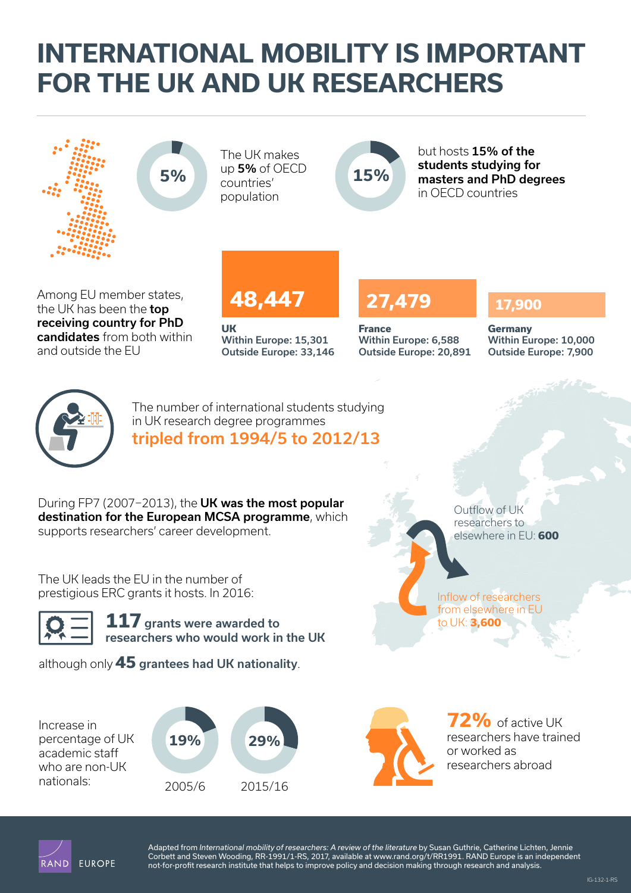# INTERNATIONAL MOBILITY IS IMPORTANT FOR THE UK AND UK RESEARCHERS

**5%** — The UK makes up **5%** of OECD countries' population

**15%** — but hosts **15% of the students studying for masters and PhD degrees** in OECD countries

Among EU member states, the UK has been the **top receiving country for PhD candidates** from both within and outside the EU

| | **48,447** | **27,479** | **17,900** |
|---|---|---|---|
| | **UK** | **France** | **Germany** |
| Within Europe | 15,301 | 6,588 | 10,000 |
| Outside Europe | 33,146 | 20,891 | 7,900 |

The number of international students studying in UK research degree programmes **tripled from 1994/5 to 2012/13**

During FP7 (2007–2013), the **UK was the most popular destination for the European MCSA programme**, which supports researchers' career development.

Outflow of UK researchers to elsewhere in EU: **600**

Inflow of researchers from elsewhere in EU to UK: **3,600**

The UK leads the EU in the number of prestigious ERC grants it hosts. In 2016:

**117 grants were awarded to researchers who would work in the UK**

although only **45 grantees had UK nationality**.

Increase in percentage of UK academic staff who are non-UK nationals:

- **19%** — 2005/6
- **29%** — 2015/16

**72%** of active UK researchers have trained or worked as researchers abroad

RAND EUROPE

Adapted from *International mobility of researchers: A review of the literature* by Susan Guthrie, Catherine Lichten, Jennie Corbett and Steven Wooding, RR-1991/1-RS, 2017, available at www.rand.org/t/RR1991. RAND Europe is an independent not-for-profit research institute that helps to improve policy and decision making through research and analysis.

IG-132-1-RS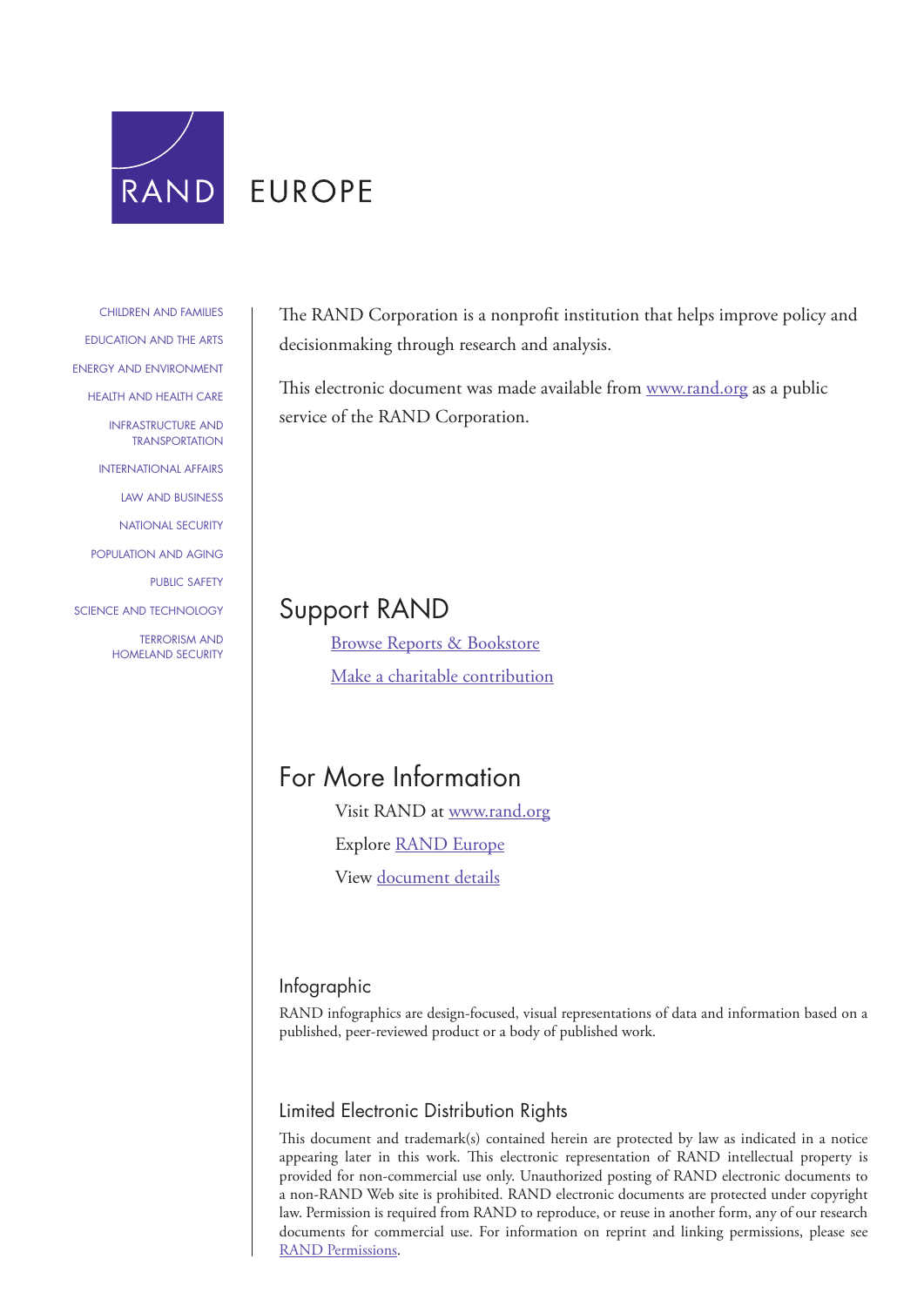RAND EUROPE

CHILDREN AND FAMILIES

EDUCATION AND THE ARTS

ENERGY AND ENVIRONMENT

HEALTH AND HEALTH CARE

INFRASTRUCTURE AND TRANSPORTATION

INTERNATIONAL AFFAIRS

LAW AND BUSINESS

NATIONAL SECURITY

POPULATION AND AGING

PUBLIC SAFETY

SCIENCE AND TECHNOLOGY

TERRORISM AND HOMELAND SECURITY

The RAND Corporation is a nonprofit institution that helps improve policy and decisionmaking through research and analysis.

This electronic document was made available from www.rand.org as a public service of the RAND Corporation.

## Support RAND

Browse Reports & Bookstore

Make a charitable contribution

## For More Information

Visit RAND at www.rand.org

Explore RAND Europe

View document details

### Infographic

RAND infographics are design-focused, visual representations of data and information based on a published, peer-reviewed product or a body of published work.

### Limited Electronic Distribution Rights

This document and trademark(s) contained herein are protected by law as indicated in a notice appearing later in this work. This electronic representation of RAND intellectual property is provided for non-commercial use only. Unauthorized posting of RAND electronic documents to a non-RAND Web site is prohibited. RAND electronic documents are protected under copyright law. Permission is required from RAND to reproduce, or reuse in another form, any of our research documents for commercial use. For information on reprint and linking permissions, please see RAND Permissions.